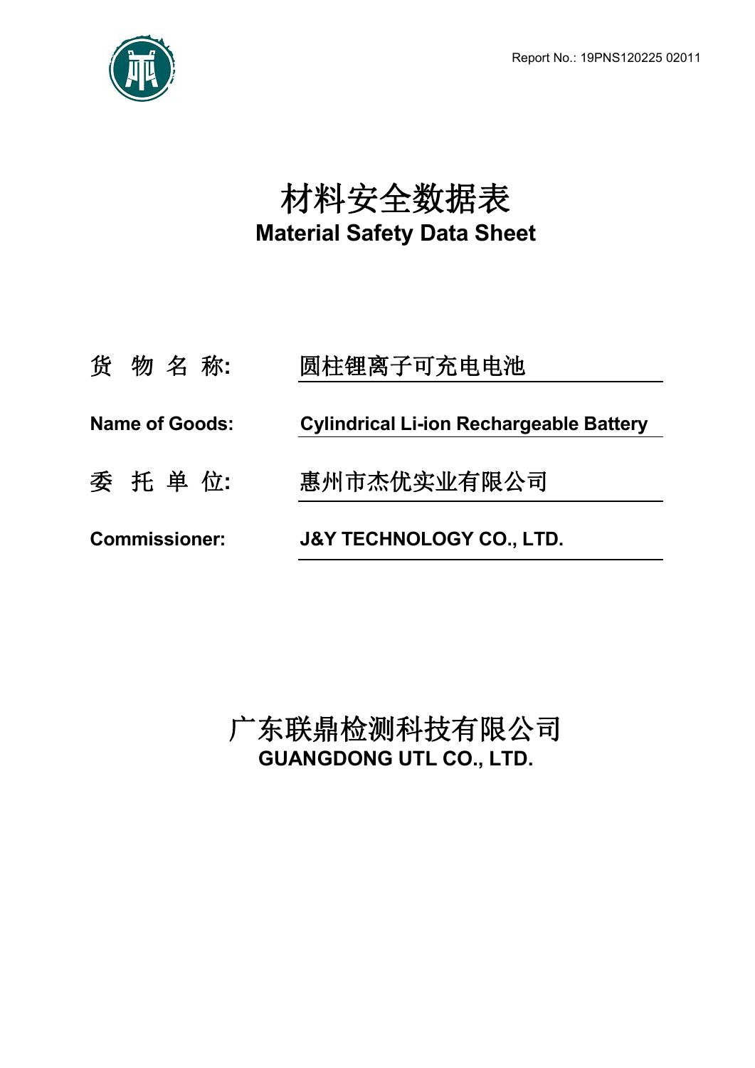Report No.: 19PNS120225 02011

# 材料安全数据表
# Material Safety Data Sheet

| | |
|---|---|
| 货 物 名 称: | 圆柱锂离子可充电电池 |
| **Name of Goods:** | **Cylindrical Li-ion Rechargeable Battery** |
| 委 托 单 位: | 惠州市杰优实业有限公司 |
| **Commissioner:** | **J&Y TECHNOLOGY CO., LTD.** |

## 广东联鼎检测科技有限公司
## GUANGDONG UTL CO., LTD.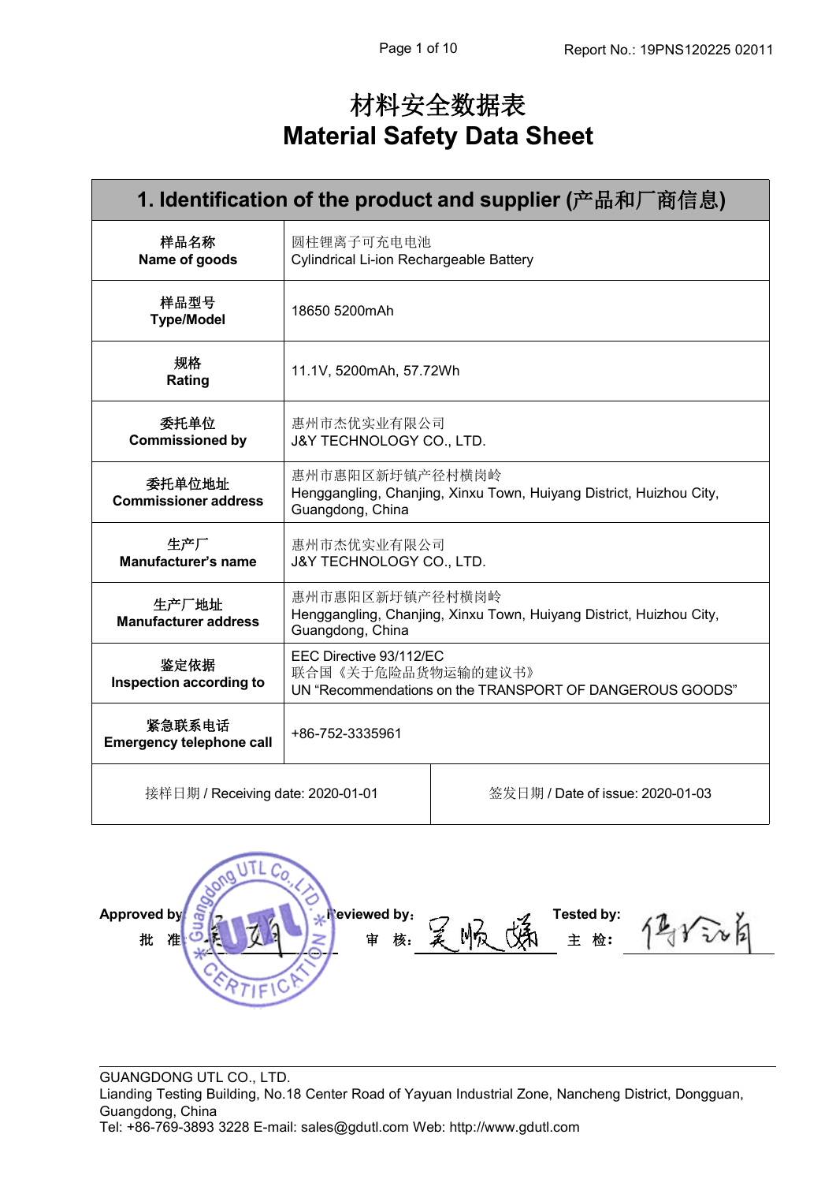# 材料安全数据表
# Material Safety Data Sheet

| 1. Identification of the product and supplier (产品和厂商信息) | |
|---|---|
| 样品名称<br>**Name of goods** | 圆柱锂离子可充电电池<br>Cylindrical Li-ion Rechargeable Battery |
| 样品型号<br>**Type/Model** | 18650 5200mAh |
| 规格<br>**Rating** | 11.1V, 5200mAh, 57.72Wh |
| 委托单位<br>**Commissioned by** | 惠州市杰优实业有限公司<br>J&Y TECHNOLOGY CO., LTD. |
| 委托单位地址<br>**Commissioner address** | 惠州市惠阳区新圩镇产径村横岗岭<br>Henggangling, Chanjing, Xinxu Town, Huiyang District, Huizhou City, Guangdong, China |
| 生产厂<br>**Manufacturer's name** | 惠州市杰优实业有限公司<br>J&Y TECHNOLOGY CO., LTD. |
| 生产厂地址<br>**Manufacturer address** | 惠州市惠阳区新圩镇产径村横岗岭<br>Henggangling, Chanjing, Xinxu Town, Huiyang District, Huizhou City, Guangdong, China |
| 鉴定依据<br>**Inspection according to** | EEC Directive 93/112/EC<br>联合国《关于危险品货物运输的建议书》<br>UN "Recommendations on the TRANSPORT OF DANGEROUS GOODS" |
| 紧急联系电话<br>**Emergency telephone call** | +86-752-3335961 |
| 接样日期 / Receiving date: 2020-01-01 | 签发日期 / Date of issue: 2020-01-03 |

**Approved by** 批 准:　　**Reviewed by:** 审 核:　　**Tested by:** 主 检:

GUANGDONG UTL CO., LTD.
Lianding Testing Building, No.18 Center Road of Yayuan Industrial Zone, Nancheng District, Dongguan, Guangdong, China
Tel: +86-769-3893 3228 E-mail: sales@gdutl.com Web: http://www.gdutl.com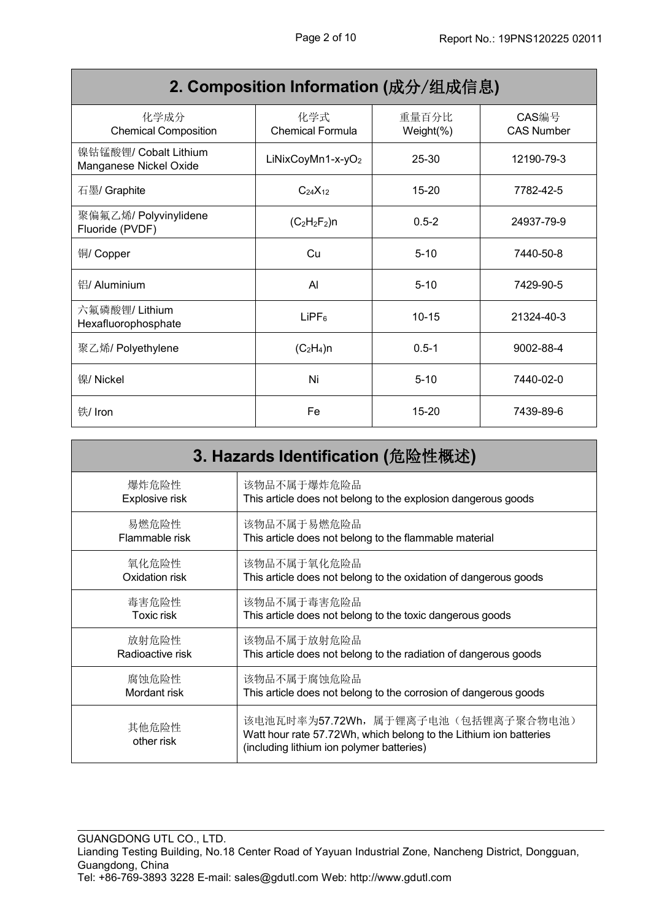## 2. Composition Information (成分/组成信息)

| 化学成分<br>Chemical Composition | 化学式<br>Chemical Formula | 重量百分比<br>Weight(%) | CAS编号<br>CAS Number |
|---|---|---|---|
| 镍钴锰酸锂/ Cobalt Lithium Manganese Nickel Oxide | $LiNixCoyMn1\text{-}x\text{-}yO_2$ | 25-30 | 12190-79-3 |
| 石墨/ Graphite | $C_{24}X_{12}$ | 15-20 | 7782-42-5 |
| 聚偏氟乙烯/ Polyvinylidene Fluoride (PVDF) | $(C_2H_2F_2)n$ | 0.5-2 | 24937-79-9 |
| 铜/ Copper | Cu | 5-10 | 7440-50-8 |
| 铝/ Aluminium | Al | 5-10 | 7429-90-5 |
| 六氟磷酸锂/ Lithium Hexafluorophosphate | $LiPF_6$ | 10-15 | 21324-40-3 |
| 聚乙烯/ Polyethylene | $(C_2H_4)n$ | 0.5-1 | 9002-88-4 |
| 镍/ Nickel | Ni | 5-10 | 7440-02-0 |
| 铁/ Iron | Fe | 15-20 | 7439-89-6 |

## 3. Hazards Identification (危险性概述)

| | |
|---|---|
| 爆炸危险性<br>Explosive risk | 该物品不属于爆炸危险品<br>This article does not belong to the explosion dangerous goods |
| 易燃危险性<br>Flammable risk | 该物品不属于易燃危险品<br>This article does not belong to the flammable material |
| 氧化危险性<br>Oxidation risk | 该物品不属于氧化危险品<br>This article does not belong to the oxidation of dangerous goods |
| 毒害危险性<br>Toxic risk | 该物品不属于毒害危险品<br>This article does not belong to the toxic dangerous goods |
| 放射危险性<br>Radioactive risk | 该物品不属于放射危险品<br>This article does not belong to the radiation of dangerous goods |
| 腐蚀危险性<br>Mordant risk | 该物品不属于腐蚀危险品<br>This article does not belong to the corrosion of dangerous goods |
| 其他危险性<br>other risk | 该电池瓦时率为57.72Wh，属于锂离子电池（包括锂离子聚合物电池）<br>Watt hour rate 57.72Wh, which belong to the Lithium ion batteries (including lithium ion polymer batteries) |

GUANGDONG UTL CO., LTD.
Lianding Testing Building, No.18 Center Road of Yayuan Industrial Zone, Nancheng District, Dongguan, Guangdong, China
Tel: +86-769-3893 3228 E-mail: sales@gdutl.com Web: http://www.gdutl.com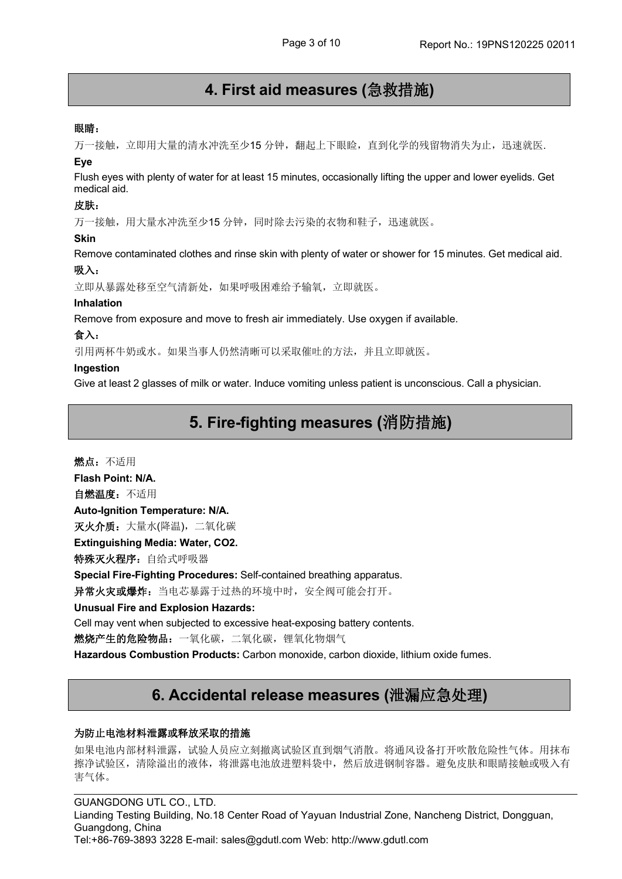## 4. First aid measures (急救措施)

**眼睛：**

万一接触，立即用大量的清水冲洗至少15 分钟，翻起上下眼睑，直到化学的残留物消失为止，迅速就医.

**Eye**

Flush eyes with plenty of water for at least 15 minutes, occasionally lifting the upper and lower eyelids. Get medical aid.

**皮肤：**

万一接触，用大量水冲洗至少15 分钟，同时除去污染的衣物和鞋子，迅速就医。

**Skin**

Remove contaminated clothes and rinse skin with plenty of water or shower for 15 minutes. Get medical aid.

**吸入：**

立即从暴露处移至空气清新处，如果呼吸困难给予输氧，立即就医。

**Inhalation**

Remove from exposure and move to fresh air immediately. Use oxygen if available.

**食入：**

引用两杯牛奶或水。如果当事人仍然清晰可以采取催吐的方法，并且立即就医。

**Ingestion**

Give at least 2 glasses of milk or water. Induce vomiting unless patient is unconscious. Call a physician.

## 5. Fire-fighting measures (消防措施)

**燃点**：不适用

**Flash Point: N/A.**

**自燃温度**：不适用

**Auto-Ignition Temperature: N/A.**

**灭火介质**：大量水(降温)，二氧化碳

**Extinguishing Media: Water, $CO_2$.**

**特殊灭火程序**：自给式呼吸器

**Special Fire-Fighting Procedures:** Self-contained breathing apparatus.

**异常火灾或爆炸**：当电芯暴露于过热的环境中时，安全阀可能会打开。

**Unusual Fire and Explosion Hazards:**

Cell may vent when subjected to excessive heat-exposing battery contents.

**燃烧产生的危险物品**：一氧化碳，二氧化碳，锂氧化物烟气

**Hazardous Combustion Products:** Carbon monoxide, carbon dioxide, lithium oxide fumes.

## 6. Accidental release measures (泄漏应急处理)

**为防止电池材料泄露或释放采取的措施**

如果电池内部材料泄露，试验人员应立刻撤离试验区直到烟气消散。将通风设备打开吹散危险性气体。用抹布擦净试验区，清除溢出的液体，将泄露电池放进塑料袋中，然后放进钢制容器。避免皮肤和眼睛接触或吸入有害气体。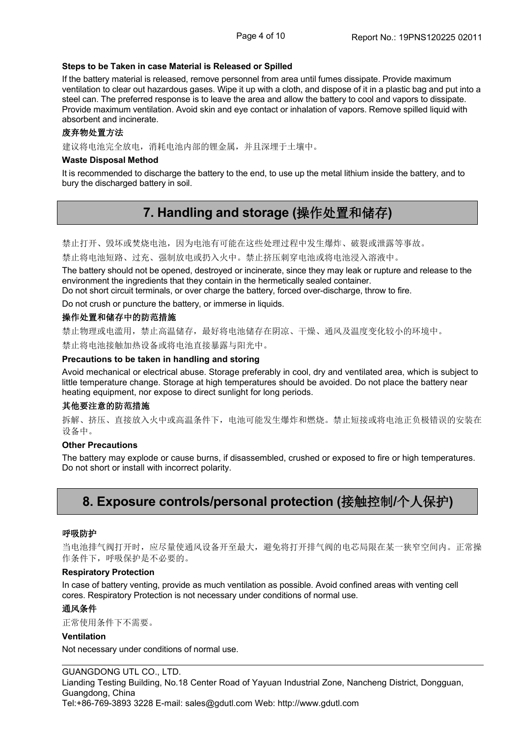**Steps to be Taken in case Material is Released or Spilled**

If the battery material is released, remove personnel from area until fumes dissipate. Provide maximum ventilation to clear out hazardous gases. Wipe it up with a cloth, and dispose of it in a plastic bag and put into a steel can. The preferred response is to leave the area and allow the battery to cool and vapors to dissipate. Provide maximum ventilation. Avoid skin and eye contact or inhalation of vapors. Remove spilled liquid with absorbent and incinerate.

**废弃物处置方法**

建议将电池完全放电，消耗电池内部的锂金属，并且深埋于土壤中。

**Waste Disposal Method**

It is recommended to discharge the battery to the end, to use up the metal lithium inside the battery, and to bury the discharged battery in soil.

## 7. Handling and storage (操作处置和储存)

禁止打开、毁坏或焚烧电池，因为电池有可能在这些处理过程中发生爆炸、破裂或泄露等事故。

禁止将电池短路、过充、强制放电或扔入火中。禁止挤压刺穿电池或将电池浸入溶液中。

The battery should not be opened, destroyed or incinerate, since they may leak or rupture and release to the environment the ingredients that they contain in the hermetically sealed container.
Do not short circuit terminals, or over charge the battery, forced over-discharge, throw to fire.

Do not crush or puncture the battery, or immerse in liquids.

**操作处置和储存中的防范措施**

禁止物理或电滥用，禁止高温储存，最好将电池储存在阴凉、干燥、通风及温度变化较小的环境中。

禁止将电池接触加热设备或将电池直接暴露与阳光中。

**Precautions to be taken in handling and storing**

Avoid mechanical or electrical abuse. Storage preferably in cool, dry and ventilated area, which is subject to little temperature change. Storage at high temperatures should be avoided. Do not place the battery near heating equipment, nor expose to direct sunlight for long periods.

**其他要注意的防范措施**

拆解、挤压、直接放入火中或高温条件下，电池可能发生爆炸和燃烧。禁止短接或将电池正负极错误的安装在设备中。

**Other Precautions**

The battery may explode or cause burns, if disassembled, crushed or exposed to fire or high temperatures. Do not short or install with incorrect polarity.

## 8. Exposure controls/personal protection (接触控制/个人保护)

**呼吸防护**

当电池排气阀打开时，应尽量使通风设备开至最大，避免将打开排气阀的电芯局限在某一狭窄空间内。正常操作条件下，呼吸保护是不必要的。

**Respiratory Protection**

In case of battery venting, provide as much ventilation as possible. Avoid confined areas with venting cell cores. Respiratory Protection is not necessary under conditions of normal use.

**通风条件**

正常使用条件下不需要。

**Ventilation**

Not necessary under conditions of normal use.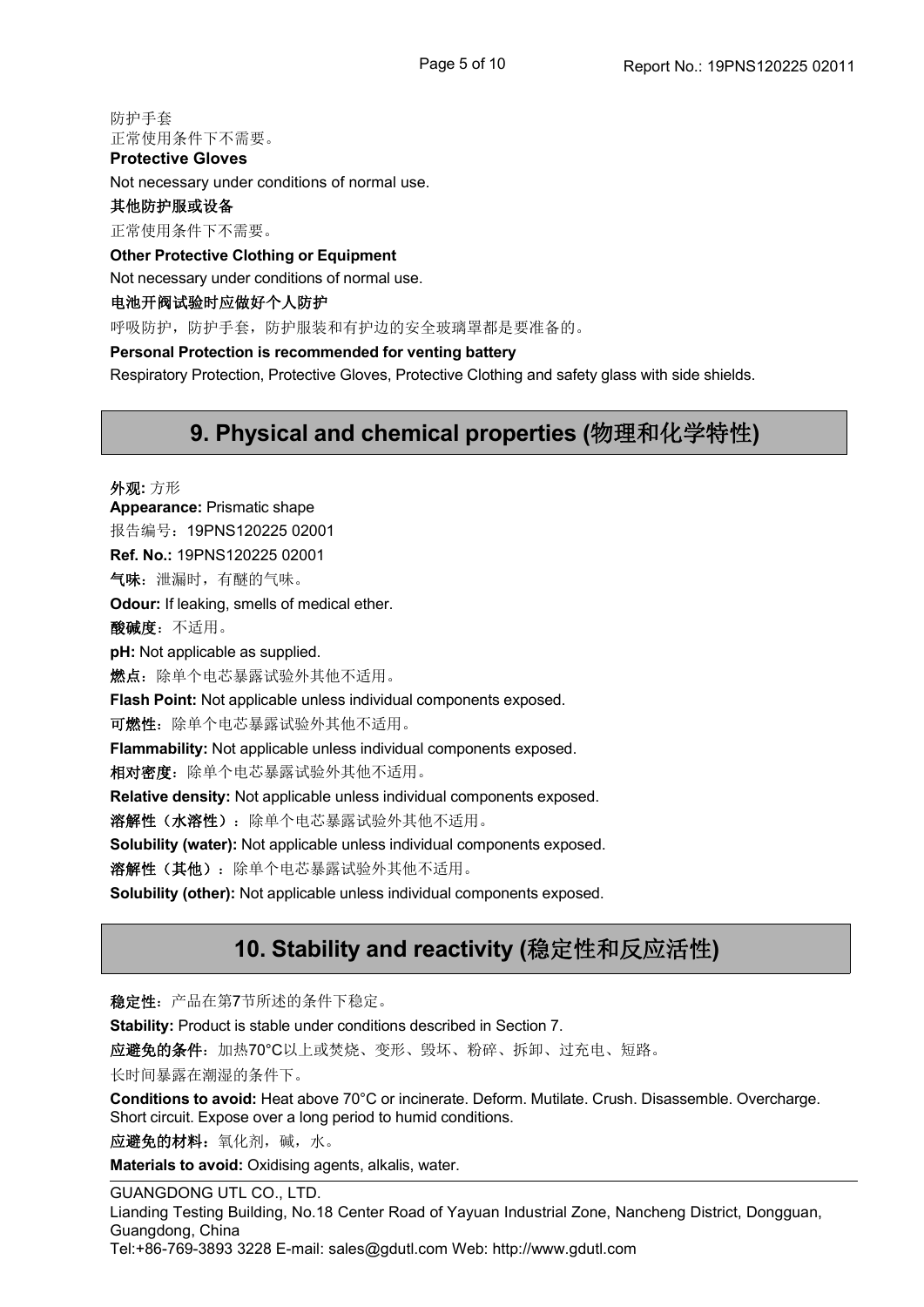防护手套

正常使用条件下不需要。

**Protective Gloves**

Not necessary under conditions of normal use.

**其他防护服或设备**

正常使用条件下不需要。

**Other Protective Clothing or Equipment**

Not necessary under conditions of normal use.

**电池开阀试验时应做好个人防护**

呼吸防护，防护手套，防护服装和有护边的安全玻璃罩都是要准备的。

**Personal Protection is recommended for venting battery**

Respiratory Protection, Protective Gloves, Protective Clothing and safety glass with side shields.

## 9. Physical and chemical properties (物理和化学特性)

**外观:** 方形

**Appearance:** Prismatic shape

报告编号：19PNS120225 02001

**Ref. No.:** 19PNS120225 02001

**气味**：泄漏时，有醚的气味。

**Odour:** If leaking, smells of medical ether.

**酸碱度**：不适用。

**pH:** Not applicable as supplied.

**燃点**：除单个电芯暴露试验外其他不适用。

**Flash Point:** Not applicable unless individual components exposed.

**可燃性**：除单个电芯暴露试验外其他不适用。

**Flammability:** Not applicable unless individual components exposed.

**相对密度**：除单个电芯暴露试验外其他不适用。

**Relative density:** Not applicable unless individual components exposed.

**溶解性（水溶性）**：除单个电芯暴露试验外其他不适用。

**Solubility (water):** Not applicable unless individual components exposed.

**溶解性（其他）**：除单个电芯暴露试验外其他不适用。

**Solubility (other):** Not applicable unless individual components exposed.

## 10. Stability and reactivity (稳定性和反应活性)

**稳定性**：产品在第7节所述的条件下稳定。

**Stability:** Product is stable under conditions described in Section 7.

**应避免的条件**：加热70°C以上或焚烧、变形、毁坏、粉碎、拆卸、过充电、短路。

长时间暴露在潮湿的条件下。

**Conditions to avoid:** Heat above 70°C or incinerate. Deform. Mutilate. Crush. Disassemble. Overcharge. Short circuit. Expose over a long period to humid conditions.

**应避免的材料**：氧化剂，碱，水。

**Materials to avoid:** Oxidising agents, alkalis, water.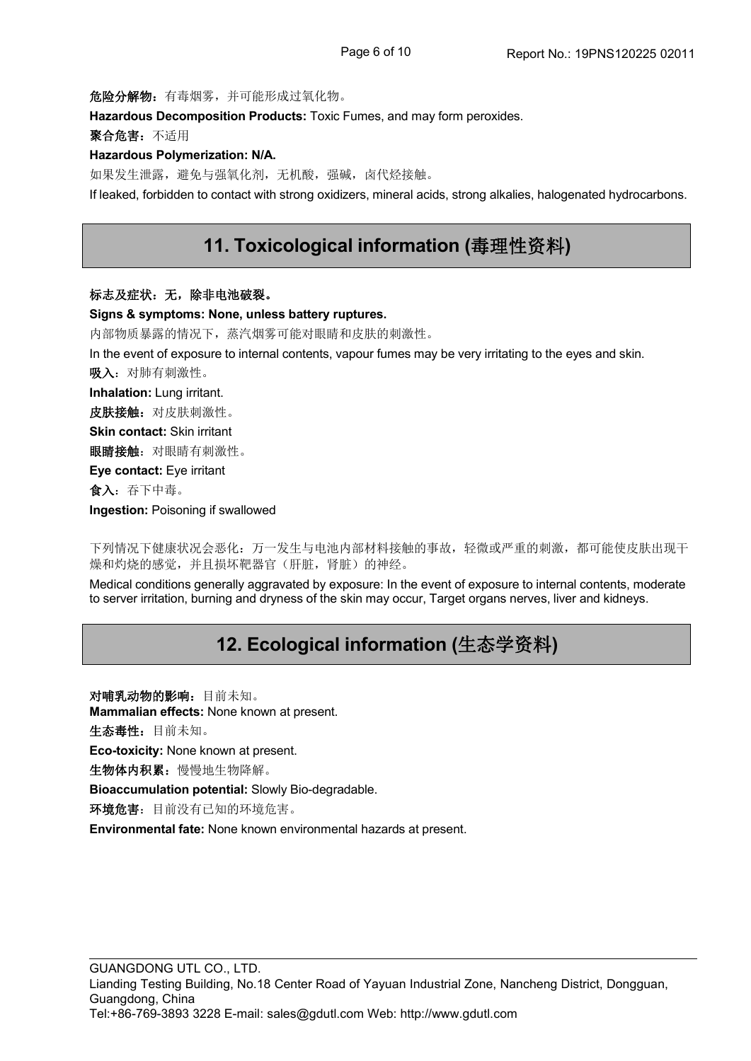**危险分解物：**有毒烟雾，并可能形成过氧化物。

**Hazardous Decomposition Products:** Toxic Fumes, and may form peroxides.

**聚合危害：**不适用

**Hazardous Polymerization: N/A.**

如果发生泄露，避免与强氧化剂，无机酸，强碱，卤代烃接触。

If leaked, forbidden to contact with strong oxidizers, mineral acids, strong alkalies, halogenated hydrocarbons.

## 11. Toxicological information (毒理性资料)

**标志及症状：无，除非电池破裂。**

**Signs & symptoms: None, unless battery ruptures.**

内部物质暴露的情况下，蒸汽烟雾可能对眼睛和皮肤的刺激性。

In the event of exposure to internal contents, vapour fumes may be very irritating to the eyes and skin.

**吸入：**对肺有刺激性。

**Inhalation:** Lung irritant.

**皮肤接触：**对皮肤刺激性。

**Skin contact:** Skin irritant

**眼睛接触：**对眼睛有刺激性。

**Eye contact:** Eye irritant

**食入：**吞下中毒。

**Ingestion:** Poisoning if swallowed

下列情况下健康状况会恶化：万一发生与电池内部材料接触的事故，轻微或严重的刺激，都可能使皮肤出现干燥和灼烧的感觉，并且损坏靶器官（肝脏，肾脏）的神经。

Medical conditions generally aggravated by exposure: In the event of exposure to internal contents, moderate to server irritation, burning and dryness of the skin may occur, Target organs nerves, liver and kidneys.

## 12. Ecological information (生态学资料)

**对哺乳动物的影响：**目前未知。

**Mammalian effects:** None known at present.

**生态毒性：**目前未知。

**Eco-toxicity:** None known at present.

**生物体内积累：**慢慢地生物降解。

**Bioaccumulation potential:** Slowly Bio-degradable.

**环境危害：**目前没有已知的环境危害。

**Environmental fate:** None known environmental hazards at present.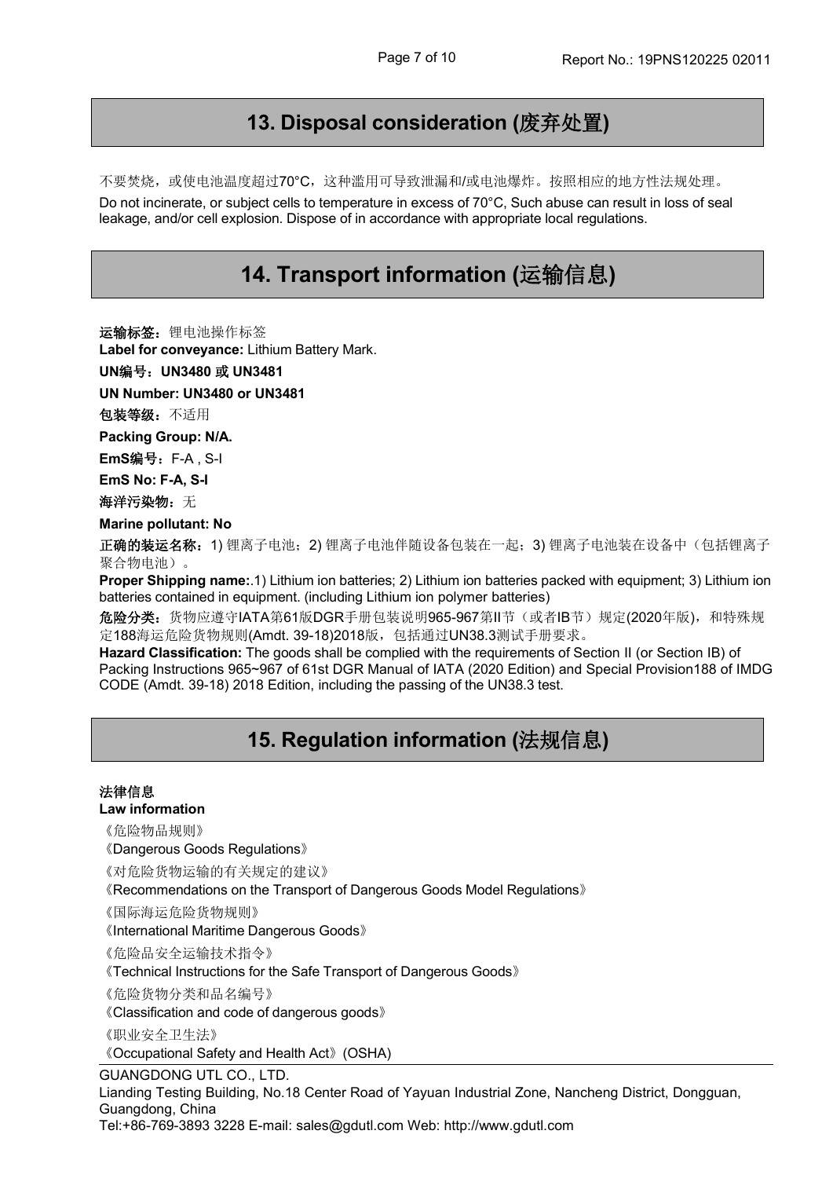## 13. Disposal consideration (废弃处置)

不要焚烧，或使电池温度超过70°C，这种滥用可导致泄漏和/或电池爆炸。按照相应的地方性法规处理。

Do not incinerate, or subject cells to temperature in excess of 70°C, Such abuse can result in loss of seal leakage, and/or cell explosion. Dispose of in accordance with appropriate local regulations.

## 14. Transport information (运输信息)

**运输标签：**锂电池操作标签

**Label for conveyance:** Lithium Battery Mark.

**UN编号：UN3480 或 UN3481**

**UN Number: UN3480 or UN3481**

**包装等级：**不适用

**Packing Group: N/A.**

**EmS编号：**F-A , S-I

**EmS No: F-A, S-I**

**海洋污染物：**无

**Marine pollutant: No**

**正确的装运名称：**1) 锂离子电池；2) 锂离子电池伴随设备包装在一起；3) 锂离子电池装在设备中（包括锂离子聚合物电池）。

**Proper Shipping name:**.1) Lithium ion batteries; 2) Lithium ion batteries packed with equipment; 3) Lithium ion batteries contained in equipment. (including Lithium ion polymer batteries)

**危险分类：**货物应遵守IATA第61版DGR手册包装说明965-967第II节（或者IB节）规定(2020年版)，和特殊规定188海运危险货物规则(Amdt. 39-18)2018版，包括通过UN38.3测试手册要求。

**Hazard Classification:** The goods shall be complied with the requirements of Section II (or Section IB) of Packing Instructions 965~967 of 61st DGR Manual of IATA (2020 Edition) and Special Provision188 of IMDG CODE (Amdt. 39-18) 2018 Edition, including the passing of the UN38.3 test.

## 15. Regulation information (法规信息)

**法律信息**

**Law information**

《危险物品规则》

《Dangerous Goods Regulations》

《对危险货物运输的有关规定的建议》

《Recommendations on the Transport of Dangerous Goods Model Regulations》

《国际海运危险货物规则》

《International Maritime Dangerous Goods》

《危险品安全运输技术指令》

《Technical Instructions for the Safe Transport of Dangerous Goods》

《危险货物分类和品名编号》

《Classification and code of dangerous goods》

《职业安全卫生法》

《Occupational Safety and Health Act》(OSHA)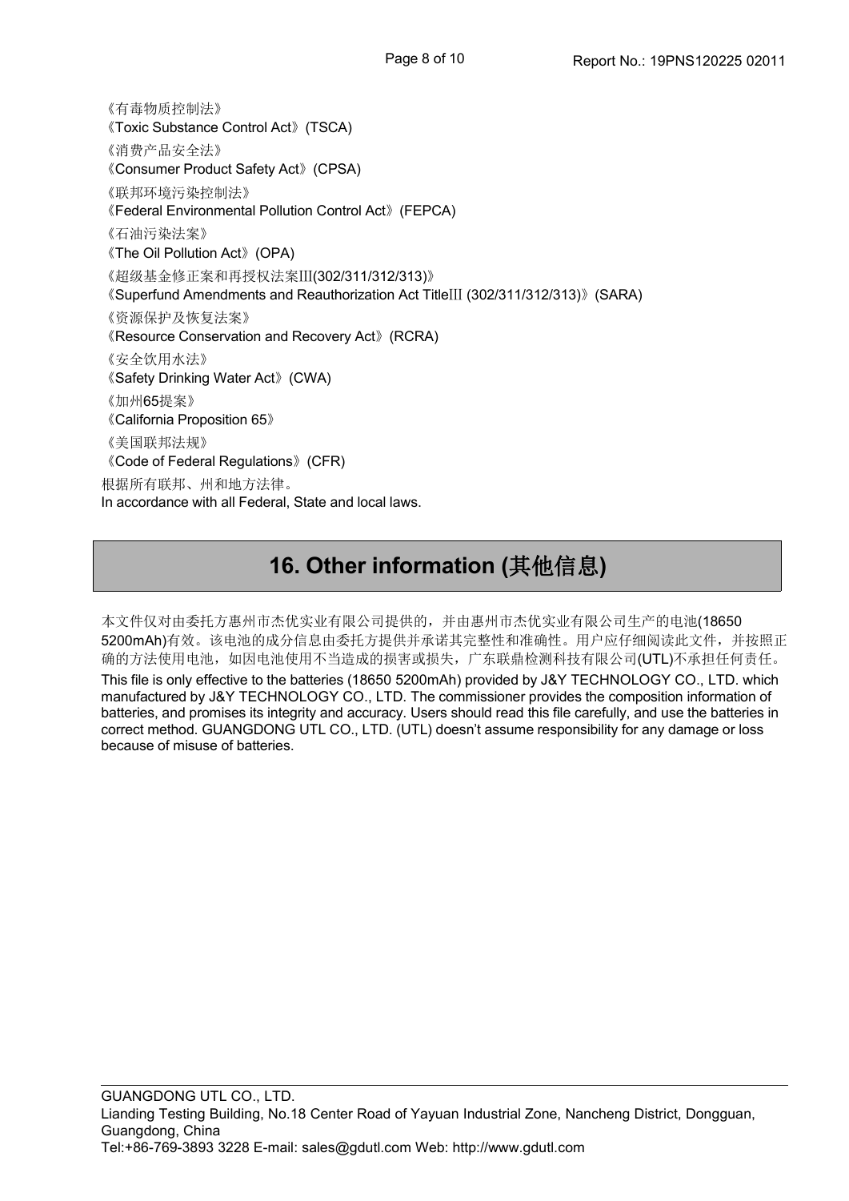《有毒物质控制法》

《Toxic Substance Control Act》(TSCA)

《消费产品安全法》

《Consumer Product Safety Act》(CPSA)

《联邦环境污染控制法》

《Federal Environmental Pollution Control Act》(FEPCA)

《石油污染法案》

《The Oil Pollution Act》(OPA)

《超级基金修正案和再授权法案III(302/311/312/313)》

《Superfund Amendments and Reauthorization Act TitleIII (302/311/312/313)》(SARA)

《资源保护及恢复法案》

《Resource Conservation and Recovery Act》(RCRA)

《安全饮用水法》

《Safety Drinking Water Act》(CWA)

《加州65提案》

《California Proposition 65》

《美国联邦法规》

《Code of Federal Regulations》(CFR)

根据所有联邦、州和地方法律。

In accordance with all Federal, State and local laws.

## 16. Other information (其他信息)

本文件仅对由委托方惠州市杰优实业有限公司提供的，并由惠州市杰优实业有限公司生产的电池(18650 5200mAh)有效。该电池的成分信息由委托方提供并承诺其完整性和准确性。用户应仔细阅读此文件，并按照正确的方法使用电池，如因电池使用不当造成的损害或损失，广东联鼎检测科技有限公司(UTL)不承担任何责任。

This file is only effective to the batteries (18650 5200mAh) provided by J&Y TECHNOLOGY CO., LTD. which manufactured by J&Y TECHNOLOGY CO., LTD. The commissioner provides the composition information of batteries, and promises its integrity and accuracy. Users should read this file carefully, and use the batteries in correct method. GUANGDONG UTL CO., LTD. (UTL) doesn't assume responsibility for any damage or loss because of misuse of batteries.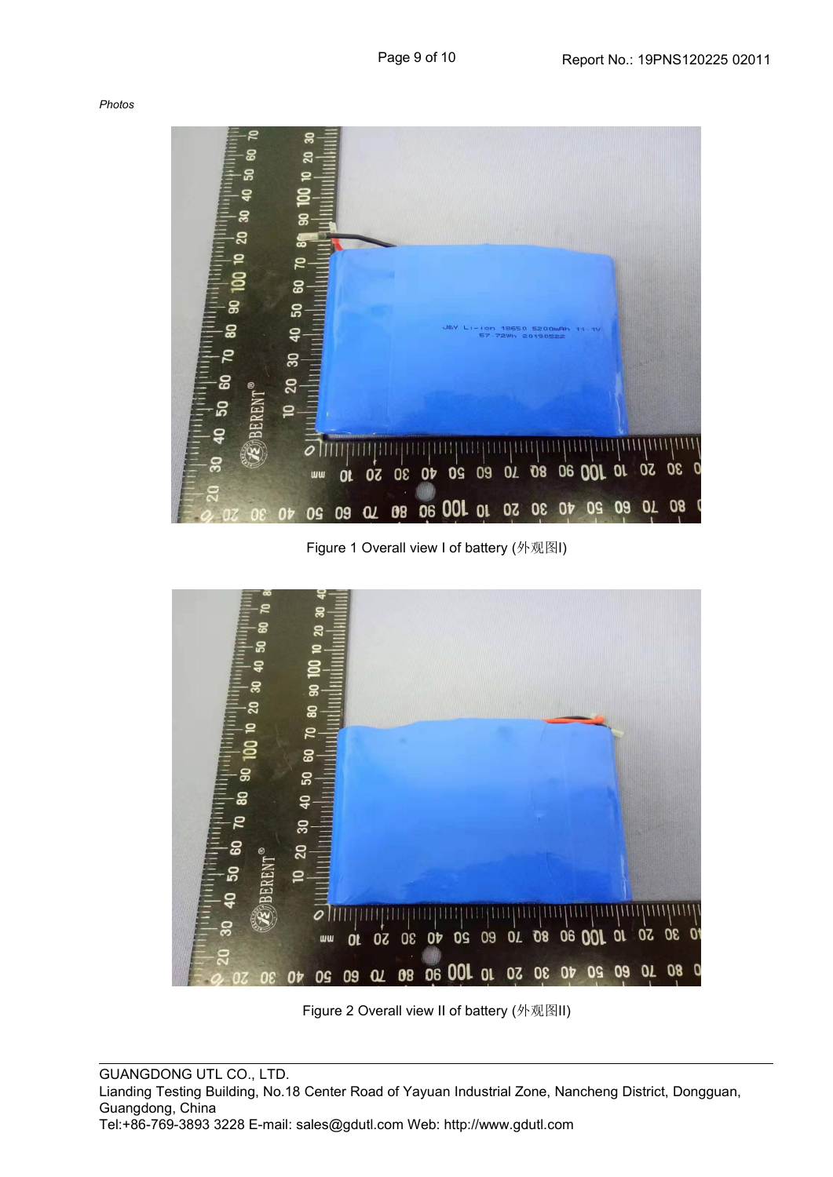*Photos*

Figure 1 Overall view I of battery (外观图I)

Figure 2 Overall view II of battery (外观图II)

GUANGDONG UTL CO., LTD.
Lianding Testing Building, No.18 Center Road of Yayuan Industrial Zone, Nancheng District, Dongguan, Guangdong, China
Tel:+86-769-3893 3228 E-mail: sales@gdutl.com Web: http://www.gdutl.com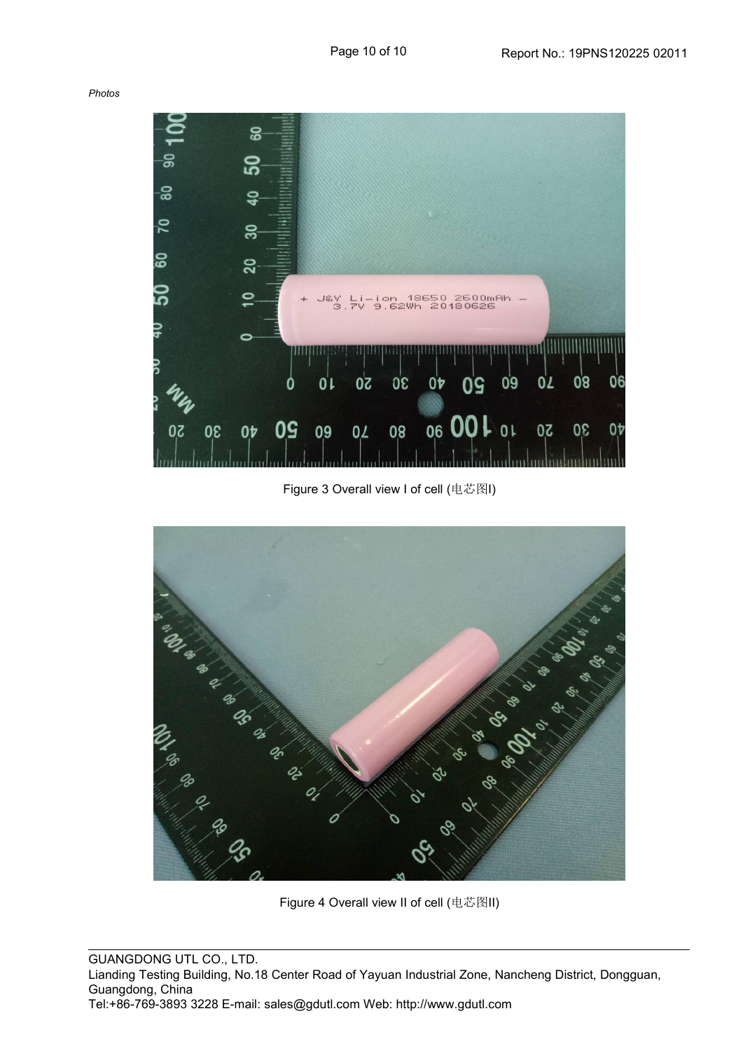*Photos*

Figure 3 Overall view I of cell (电芯图I)

Figure 4 Overall view II of cell (电芯图II)

GUANGDONG UTL CO., LTD.
Lianding Testing Building, No.18 Center Road of Yayuan Industrial Zone, Nancheng District, Dongguan, Guangdong, China
Tel:+86-769-3893 3228 E-mail: sales@gdutl.com Web: http://www.gdutl.com